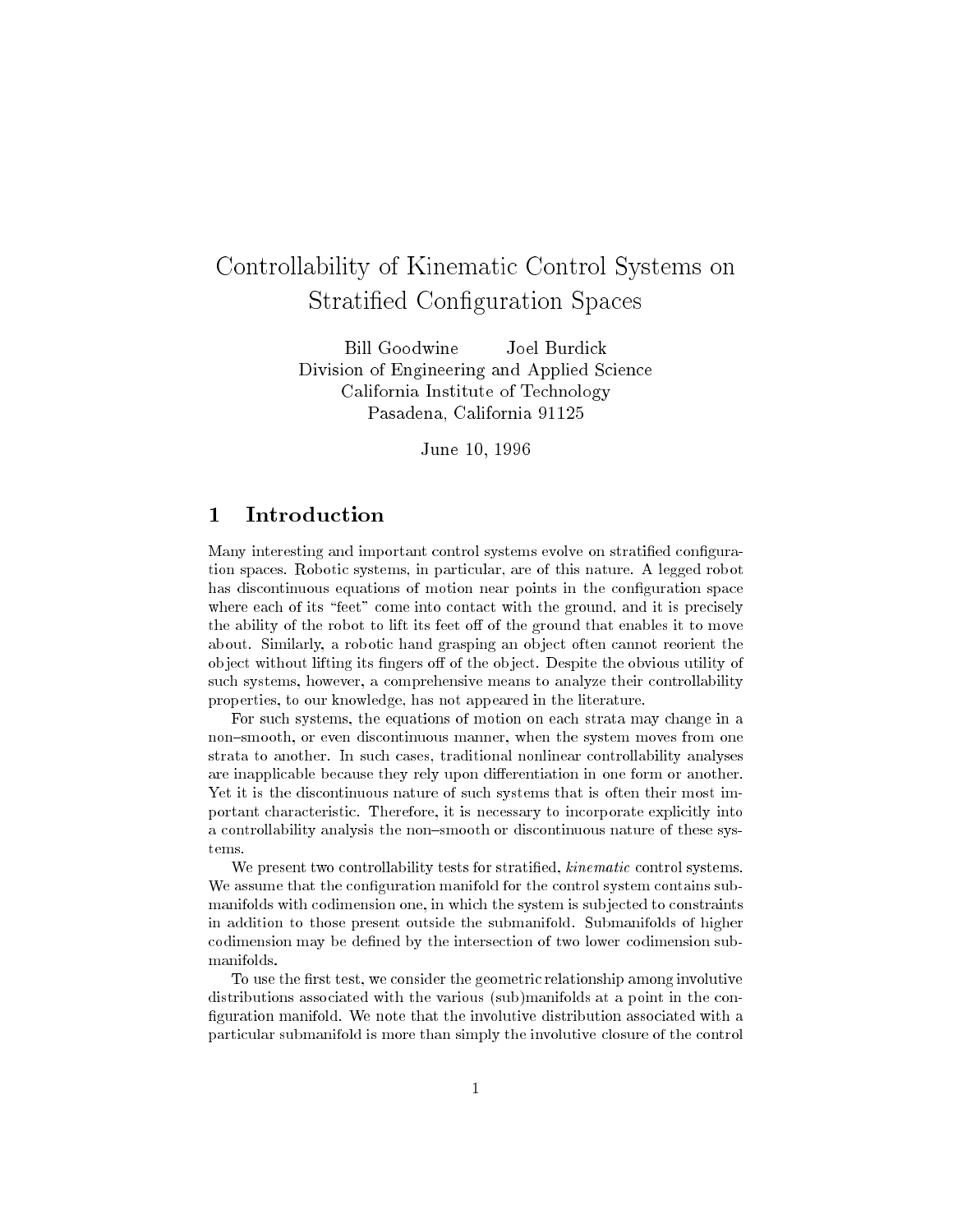# Controllability of Kinematic Control Systems on Stratified Configuration Spaces

Bill Goodwine Joel Burdick
Division of Engineering and Applied Science
California Institute of Technology
Pasadena, California 91125

June 10, 1996

## 1 Introduction

Many interesting and important control systems evolve on stratified configuration spaces. Robotic systems, in particular, are of this nature. A legged robot has discontinuous equations of motion near points in the configuration space where each of its "feet" come into contact with the ground, and it is precisely the ability of the robot to lift its feet off of the ground that enables it to move about. Similarly, a robotic hand grasping an object often cannot reorient the object without lifting its fingers off of the object. Despite the obvious utility of such systems, however, a comprehensive means to analyze their controllability properties, to our knowledge, has not appeared in the literature.

For such systems, the equations of motion on each strata may change in a non–smooth, or even discontinuous manner, when the system moves from one strata to another. In such cases, traditional nonlinear controllability analyses are inapplicable because they rely upon differentiation in one form or another. Yet it is the discontinuous nature of such systems that is often their most important characteristic. Therefore, it is necessary to incorporate explicitly into a controllability analysis the non–smooth or discontinuous nature of these systems.

We present two controllability tests for stratified, *kinematic* control systems. We assume that the configuration manifold for the control system contains submanifolds with codimension one, in which the system is subjected to constraints in addition to those present outside the submanifold. Submanifolds of higher codimension may be defined by the intersection of two lower codimension submanifolds.

To use the first test, we consider the geometric relationship among involutive distributions associated with the various (sub)manifolds at a point in the configuration manifold. We note that the involutive distribution associated with a particular submanifold is more than simply the involutive closure of the control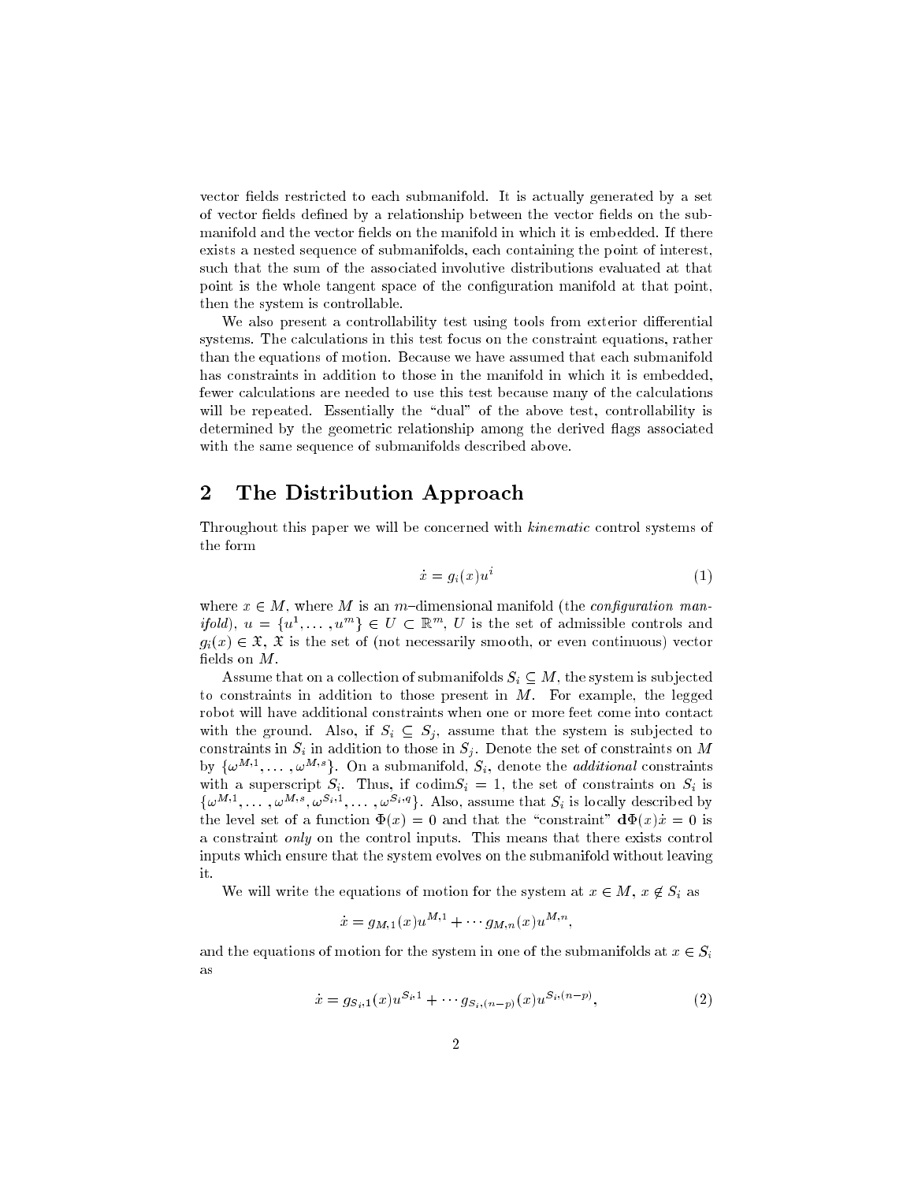vector fields restricted to each submanifold. It is actually generated by a set of vector fields defined by a relationship between the vector fields on the submanifold and the vector fields on the manifold in which it is embedded. If there exists a nested sequence of submanifolds, each containing the point of interest, such that the sum of the associated involutive distributions evaluated at that point is the whole tangent space of the configuration manifold at that point, then the system is controllable.

We also present a controllability test using tools from exterior differential systems. The calculations in this test focus on the constraint equations, rather than the equations of motion. Because we have assumed that each submanifold has constraints in addition to those in the manifold in which it is embedded, fewer calculations are needed to use this test because many of the calculations will be repeated. Essentially the "dual" of the above test, controllability is determined by the geometric relationship among the derived flags associated with the same sequence of submanifolds described above.

## 2 The Distribution Approach

Throughout this paper we will be concerned with *kinematic* control systems of the form

$$\dot{x} = g_i(x)u^i \tag{1}$$

where $x \in M$, where $M$ is an $m-$dimensional manifold (the *configuration manifold*), $u = \{u^1, \ldots, u^m\} \in U \subset \mathbb{R}^m$, $U$ is the set of admissible controls and $g_i(x) \in \mathfrak{X}$, $\mathfrak{X}$ is the set of (not necessarily smooth, or even continuous) vector fields on $M$.

Assume that on a collection of submanifolds $S_i \subseteq M$, the system is subjected to constraints in addition to those present in $M$. For example, the legged robot will have additional constraints when one or more feet come into contact with the ground. Also, if $S_i \subseteq S_j$, assume that the system is subjected to constraints in $S_i$ in addition to those in $S_j$. Denote the set of constraints on $M$ by $\{\omega^{M,1}, \ldots, \omega^{M,s}\}$. On a submanifold, $S_i$, denote the *additional* constraints with a superscript $S_i$. Thus, if $\text{codim} S_i = 1$, the set of constraints on $S_i$ is $\{\omega^{M,1}, \ldots, \omega^{M,s}, \omega^{S_i,1}, \ldots, \omega^{S_i,q}\}$. Also, assume that $S_i$ is locally described by the level set of a function $\Phi(x) = 0$ and that the "constraint" $\mathbf{d}\Phi(x)\dot{x} = 0$ is a constraint *only* on the control inputs. This means that there exists control inputs which ensure that the system evolves on the submanifold without leaving it.

We will write the equations of motion for the system at $x \in M$, $x \notin S_i$ as

$$\dot{x} = g_{M,1}(x)u^{M,1} + \cdots g_{M,n}(x)u^{M,n},$$

and the equations of motion for the system in one of the submanifolds at $x \in S_i$ as

$$\dot{x} = g_{S_i,1}(x)u^{S_i,1} + \cdots g_{S_i,(n-p)}(x)u^{S_i,(n-p)}, \tag{2}$$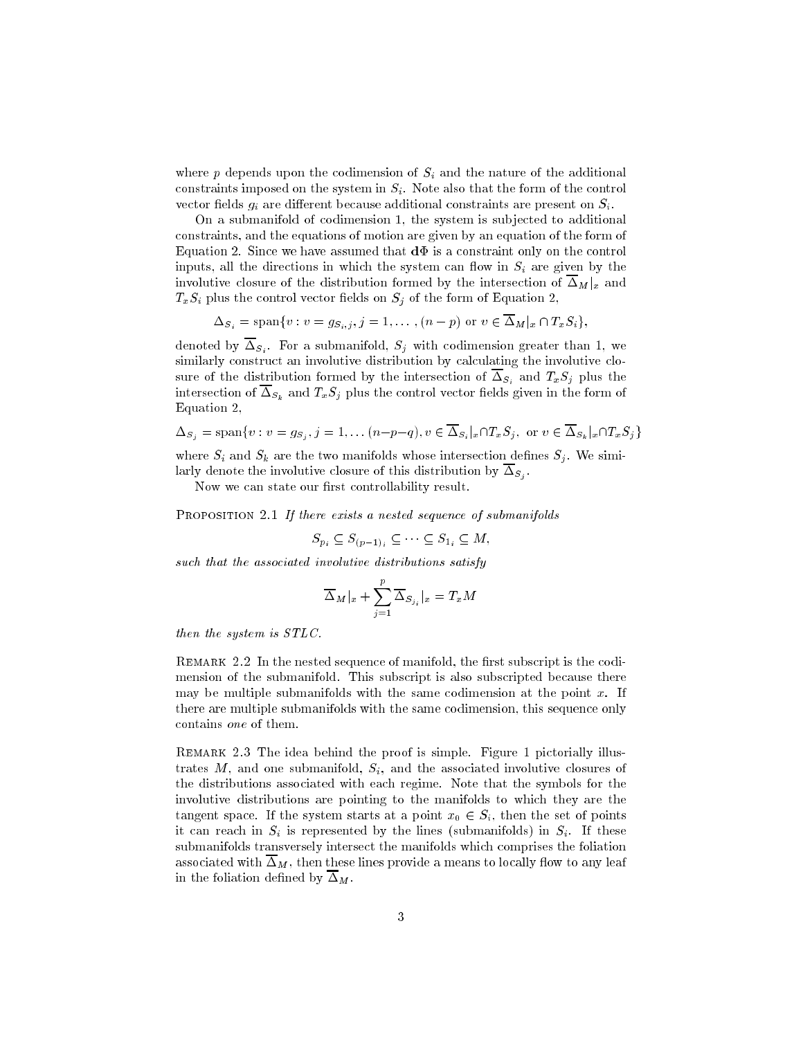where $p$ depends upon the codimension of $S_i$ and the nature of the additional constraints imposed on the system in $S_i$. Note also that the form of the control vector fields $g_i$ are different because additional constraints are present on $S_i$.

On a submanifold of codimension 1, the system is subjected to additional constraints, and the equations of motion are given by an equation of the form of Equation 2. Since we have assumed that $\mathbf{d}\Phi$ is a constraint only on the control inputs, all the directions in which the system can flow in $S_i$ are given by the involutive closure of the distribution formed by the intersection of $\overline{\Delta}_M|_x$ and $T_x S_i$ plus the control vector fields on $S_j$ of the form of Equation 2,

$$\Delta_{S_i} = \text{span}\{v : v = g_{S_i,j}, j = 1, \ldots, (n-p) \text{ or } v \in \overline{\Delta}_M|_x \cap T_x S_i\},$$

denoted by $\overline{\Delta}_{S_i}$. For a submanifold, $S_j$ with codimension greater than 1, we similarly construct an involutive distribution by calculating the involutive closure of the distribution formed by the intersection of $\overline{\Delta}_{S_i}$ and $T_x S_j$ plus the intersection of $\overline{\Delta}_{S_k}$ and $T_x S_j$ plus the control vector fields given in the form of Equation 2,

$$\Delta_{S_j} = \text{span}\{v : v = g_{S_j}, j = 1, \ldots (n-p-q), v \in \overline{\Delta}_{S_i}|_x \cap T_x S_j, \text{ or } v \in \overline{\Delta}_{S_k}|_x \cap T_x S_j\}$$

where $S_i$ and $S_k$ are the two manifolds whose intersection defines $S_j$. We similarly denote the involutive closure of this distribution by $\overline{\Delta}_{S_j}$.

Now we can state our first controllability result.

Proposition 2.1 *If there exists a nested sequence of submanifolds*

$$S_{p_i} \subseteq S_{(p-1)_i} \subseteq \cdots \subseteq S_{1_i} \subseteq M,$$

*such that the associated involutive distributions satisfy*

$$\overline{\Delta}_M|_x + \sum_{j=1}^{p} \overline{\Delta}_{S_{j_i}}|_x = T_x M$$

*then the system is STLC.*

Remark 2.2 In the nested sequence of manifold, the first subscript is the codimension of the submanifold. This subscript is also subscripted because there may be multiple submanifolds with the same codimension at the point $x$. If there are multiple submanifolds with the same codimension, this sequence only contains *one* of them.

Remark 2.3 The idea behind the proof is simple. Figure 1 pictorially illustrates $M$, and one submanifold, $S_i$, and the associated involutive closures of the distributions associated with each regime. Note that the symbols for the involutive distributions are pointing to the manifolds to which they are the tangent space. If the system starts at a point $x_0 \in S_i$, then the set of points it can reach in $S_i$ is represented by the lines (submanifolds) in $S_i$. If these submanifolds transversely intersect the manifolds which comprises the foliation associated with $\overline{\Delta}_M$, then these lines provide a means to locally flow to any leaf in the foliation defined by $\overline{\Delta}_M$.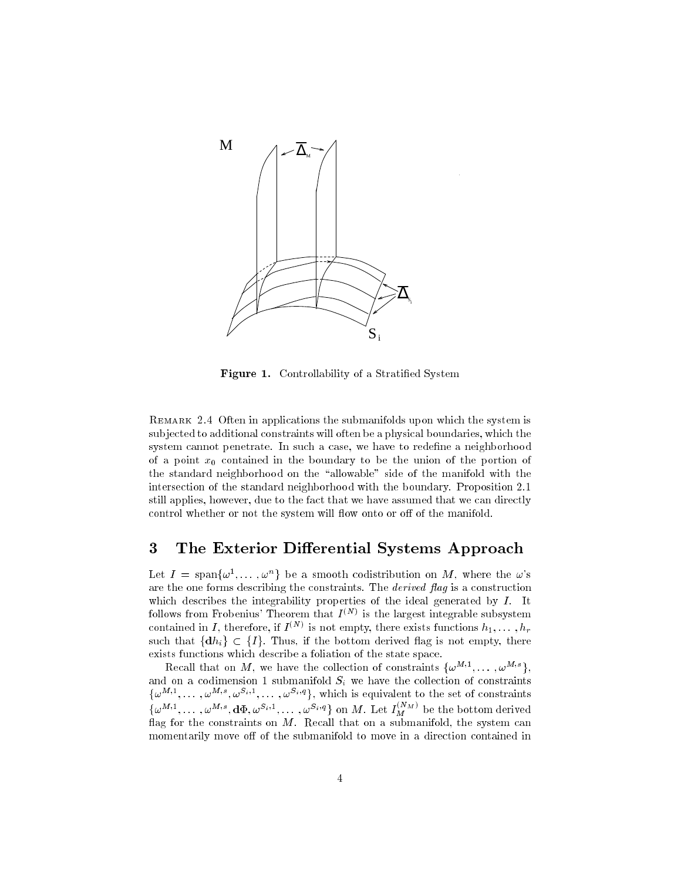**Figure 1.** Controllability of a Stratified System

REMARK 2.4 Often in applications the submanifolds upon which the system is subjected to additional constraints will often be a physical boundaries, which the system cannot penetrate. In such a case, we have to redefine a neighborhood of a point $x_0$ contained in the boundary to be the union of the portion of the standard neighborhood on the "allowable" side of the manifold with the intersection of the standard neighborhood with the boundary. Proposition 2.1 still applies, however, due to the fact that we have assumed that we can directly control whether or not the system will flow onto or off of the manifold.

## 3 The Exterior Differential Systems Approach

Let $I = \text{span}\{\omega^1, \ldots, \omega^n\}$ be a smooth codistribution on $M$, where the $\omega$'s are the one forms describing the constraints. The *derived flag* is a construction which describes the integrability properties of the ideal generated by $I$. It follows from Frobenius' Theorem that $I^{(N)}$ is the largest integrable subsystem contained in $I$, therefore, if $I^{(N)}$ is not empty, there exists functions $h_1, \ldots, h_r$ such that $\{\mathbf{d}h_i\} \subset \{I\}$. Thus, if the bottom derived flag is not empty, there exists functions which describe a foliation of the state space.

Recall that on $M$, we have the collection of constraints $\{\omega^{M,1}, \ldots, \omega^{M,s}\}$, and on a codimension 1 submanifold $S_i$ we have the collection of constraints $\{\omega^{M,1}, \ldots, \omega^{M,s}, \omega^{S_i,1}, \ldots, \omega^{S_i,q}\}$, which is equivalent to the set of constraints $\{\omega^{M,1}, \ldots, \omega^{M,s}, \mathbf{d}\Phi, \omega^{S_i,1} \ldots, \omega^{S_i,q}\}$ on $M$. Let $I_M^{(N_M)}$ be the bottom derived flag for the constraints on $M$. Recall that on a submanifold, the system can momentarily move off of the submanifold to move in a direction contained in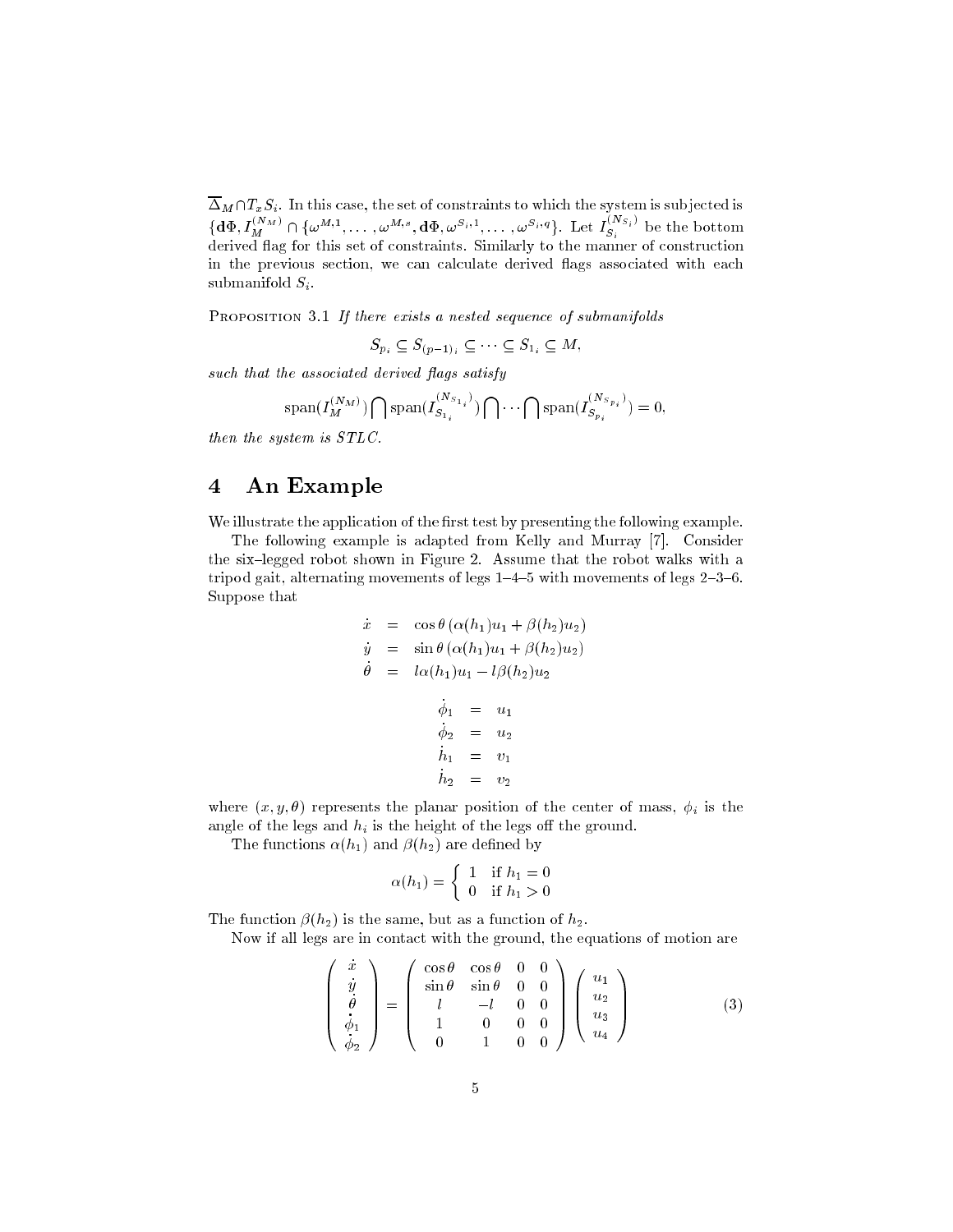$\overline{\Delta}_M \cap T_x S_i$. In this case, the set of constraints to which the system is subjected is $\{\mathbf{d}\Phi, I_M^{(N_M)} \cap \{\omega^{M,1}, \ldots, \omega^{M,s}, \mathbf{d}\Phi, \omega^{S_i,1}, \ldots, \omega^{S_i,q}\}$. Let $I_{S_i}^{(N_{S_i})}$ be the bottom derived flag for this set of constraints. Similarly to the manner of construction in the previous section, we can calculate derived flags associated with each submanifold $S_i$.

Proposition 3.1 *If there exists a nested sequence of submanifolds*

$$S_{p_i} \subseteq S_{(p-1)_i} \subseteq \cdots \subseteq S_{1_i} \subseteq M,$$

*such that the associated derived flags satisfy*

$$\mathrm{span}(I_M^{(N_M)}) \bigcap \mathrm{span}(I_{S_{1_i}}^{(N_{S_{1_i}})}) \bigcap \cdots \bigcap \mathrm{span}(I_{S_{p_i}}^{(N_{S_{p_i}})}) = 0,$$

*then the system is STLC.*

# 4 An Example

We illustrate the application of the first test by presenting the following example.

The following example is adapted from Kelly and Murray [7]. Consider the six–legged robot shown in Figure 2. Assume that the robot walks with a tripod gait, alternating movements of legs 1–4–5 with movements of legs 2–3–6. Suppose that

$$\begin{aligned} \dot{x} &= \cos\theta\,(\alpha(h_1)u_1 + \beta(h_2)u_2) \\ \dot{y} &= \sin\theta\,(\alpha(h_1)u_1 + \beta(h_2)u_2) \\ \dot{\theta} &= l\alpha(h_1)u_1 - l\beta(h_2)u_2 \end{aligned}$$

$$\begin{aligned} \dot{\phi}_1 &= u_1 \\ \dot{\phi}_2 &= u_2 \\ \dot{h}_1 &= v_1 \\ \dot{h}_2 &= v_2 \end{aligned}$$

where $(x, y, \theta)$ represents the planar position of the center of mass, $\phi_i$ is the angle of the legs and $h_i$ is the height of the legs off the ground.

The functions $\alpha(h_1)$ and $\beta(h_2)$ are defined by

$$\alpha(h_1) = \begin{cases} 1 & \text{if } h_1 = 0 \\ 0 & \text{if } h_1 > 0 \end{cases}$$

The function $\beta(h_2)$ is the same, but as a function of $h_2$.

Now if all legs are in contact with the ground, the equations of motion are

$$\begin{pmatrix} \dot{x} \\ \dot{y} \\ \dot{\theta} \\ \dot{\phi}_1 \\ \dot{\phi}_2 \end{pmatrix} = \begin{pmatrix} \cos\theta & \cos\theta & 0 & 0 \\ \sin\theta & \sin\theta & 0 & 0 \\ l & -l & 0 & 0 \\ 1 & 0 & 0 & 0 \\ 0 & 1 & 0 & 0 \end{pmatrix} \begin{pmatrix} u_1 \\ u_2 \\ u_3 \\ u_4 \end{pmatrix} \tag{3}$$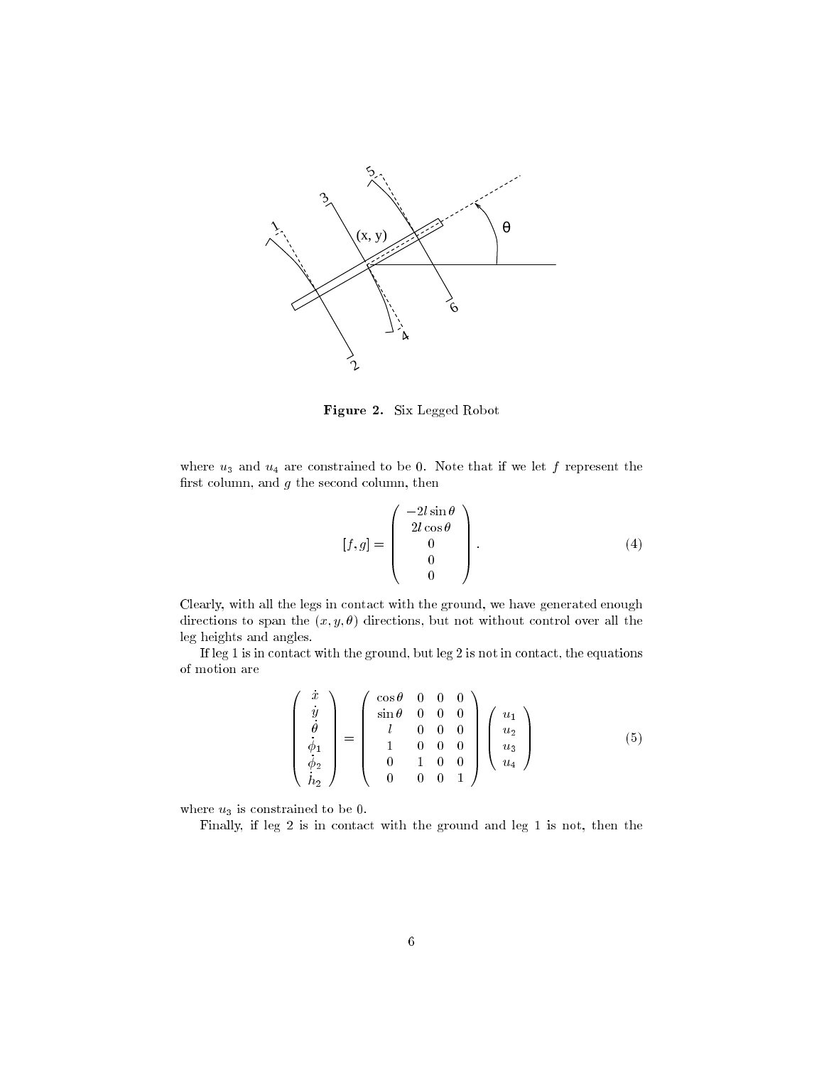**Figure 2.** Six Legged Robot

where $u_3$ and $u_4$ are constrained to be 0. Note that if we let $f$ represent the first column, and $g$ the second column, then

$$
[f, g] = \begin{pmatrix} -2l\sin\theta \\ 2l\cos\theta \\ 0 \\ 0 \\ 0 \end{pmatrix}. \tag{4}
$$

Clearly, with all the legs in contact with the ground, we have generated enough directions to span the $(x, y, \theta)$ directions, but not without control over all the leg heights and angles.

If leg 1 is in contact with the ground, but leg 2 is not in contact, the equations of motion are

$$
\begin{pmatrix} \dot{x} \\ \dot{y} \\ \dot{\theta} \\ \dot{\phi}_1 \\ \dot{\phi}_2 \\ \dot{h}_2 \end{pmatrix} = \begin{pmatrix} \cos\theta & 0 & 0 & 0 \\ \sin\theta & 0 & 0 & 0 \\ l & 0 & 0 & 0 \\ 1 & 0 & 0 & 0 \\ 0 & 1 & 0 & 0 \\ 0 & 0 & 0 & 1 \end{pmatrix} \begin{pmatrix} u_1 \\ u_2 \\ u_3 \\ u_4 \end{pmatrix} \tag{5}
$$

where $u_3$ is constrained to be 0.

Finally, if leg 2 is in contact with the ground and leg 1 is not, then the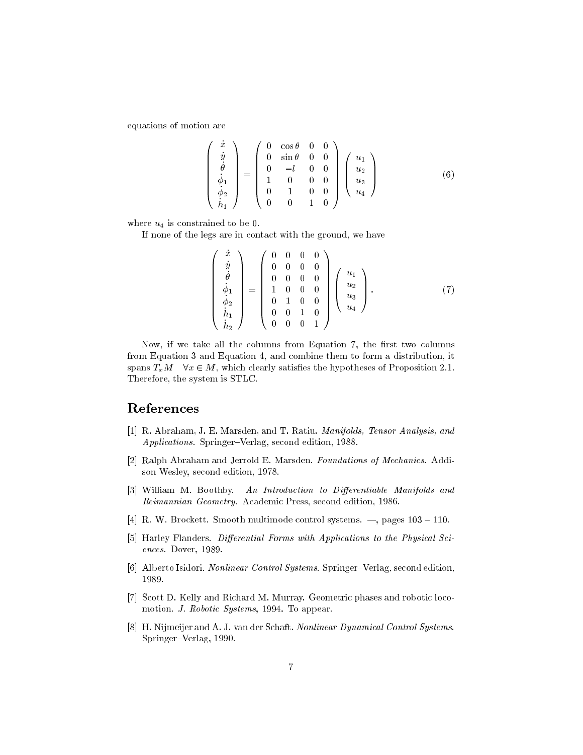equations of motion are

$$
\begin{pmatrix} \dot{x} \\ \dot{y} \\ \dot{\theta} \\ \dot{\phi}_1 \\ \dot{\phi}_2 \\ \dot{h}_1 \end{pmatrix} = \begin{pmatrix} 0 & \cos\theta & 0 & 0 \\ 0 & \sin\theta & 0 & 0 \\ 0 & -l & 0 & 0 \\ 1 & 0 & 0 & 0 \\ 0 & 1 & 0 & 0 \\ 0 & 0 & 1 & 0 \end{pmatrix} \begin{pmatrix} u_1 \\ u_2 \\ u_3 \\ u_4 \end{pmatrix} \tag{6}
$$

where $u_4$ is constrained to be 0.

If none of the legs are in contact with the ground, we have

$$
\begin{pmatrix} \dot{x} \\ \dot{y} \\ \dot{\theta} \\ \dot{\phi}_1 \\ \dot{\phi}_2 \\ \dot{h}_1 \\ \dot{h}_2 \end{pmatrix} = \begin{pmatrix} 0 & 0 & 0 & 0 \\ 0 & 0 & 0 & 0 \\ 0 & 0 & 0 & 0 \\ 1 & 0 & 0 & 0 \\ 0 & 1 & 0 & 0 \\ 0 & 0 & 1 & 0 \\ 0 & 0 & 0 & 1 \end{pmatrix} \begin{pmatrix} u_1 \\ u_2 \\ u_3 \\ u_4 \end{pmatrix}. \tag{7}
$$

Now, if we take all the columns from Equation 7, the first two columns from Equation 3 and Equation 4, and combine them to form a distribution, it spans $T_xM \quad \forall x \in M$, which clearly satisfies the hypotheses of Proposition 2.1. Therefore, the system is STLC.

## References

[1] R. Abraham, J. E. Marsden, and T. Ratiu. *Manifolds, Tensor Analysis, and Applications*. Springer–Verlag, second edition, 1988.

[2] Ralph Abraham and Jerrold E. Marsden. *Foundations of Mechanics*. Addison Wesley, second edition, 1978.

[3] William M. Boothby. *An Introduction to Differentiable Manifolds and Reimannian Geometry*. Academic Press, second edition, 1986.

[4] R. W. Brockett. Smooth multimode control systems. —, pages 103 – 110.

[5] Harley Flanders. *Differential Forms with Applications to the Physical Sciences*. Dover, 1989.

[6] Alberto Isidori. *Nonlinear Control Systems*. Springer–Verlag, second edition, 1989.

[7] Scott D. Kelly and Richard M. Murray. Geometric phases and robotic locomotion. *J. Robotic Systems*, 1994. To appear.

[8] H. Nijmeijer and A. J. van der Schaft. *Nonlinear Dynamical Control Systems*. Springer–Verlag, 1990.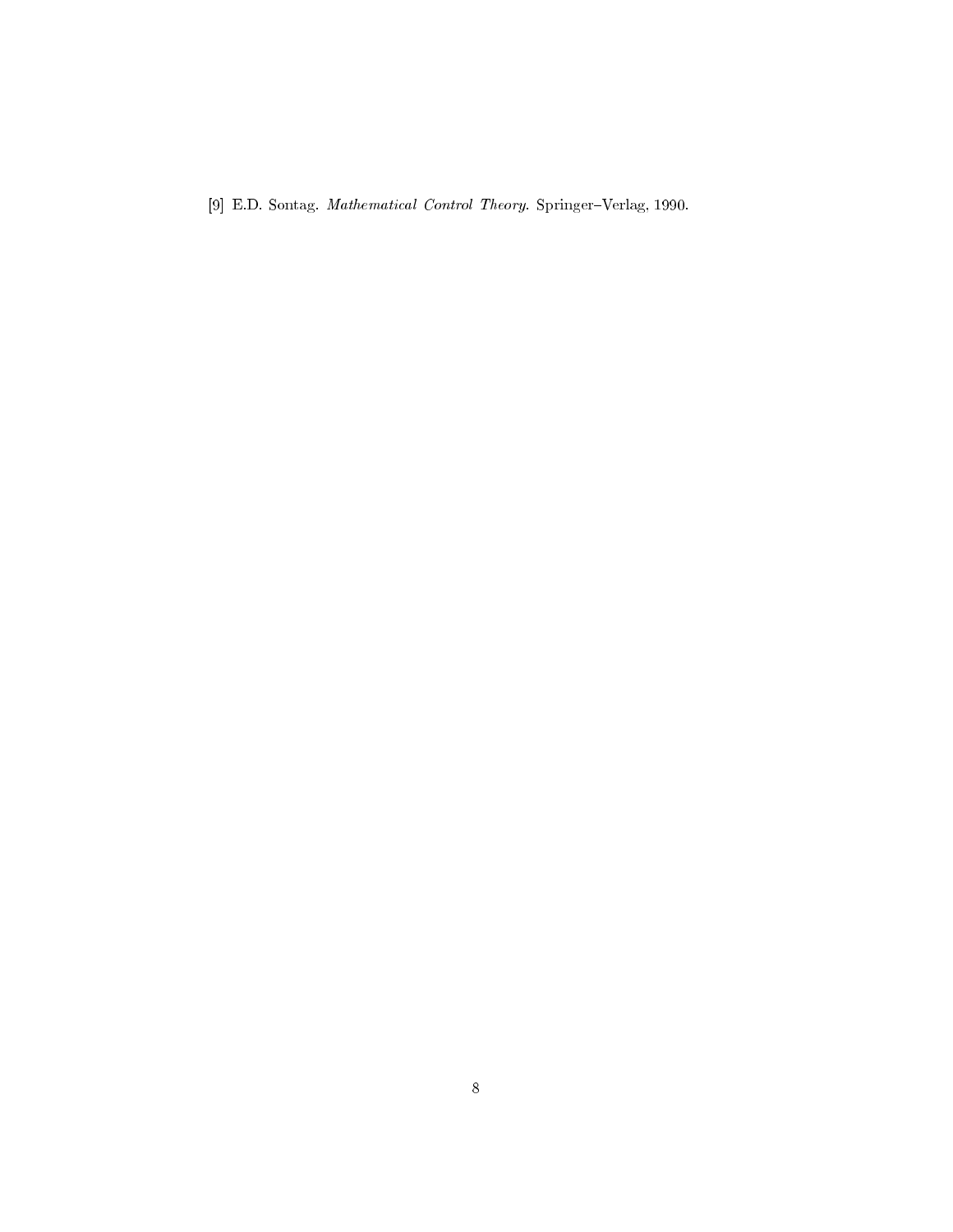[9] E.D. Sontag. *Mathematical Control Theory.* Springer–Verlag, 1990.